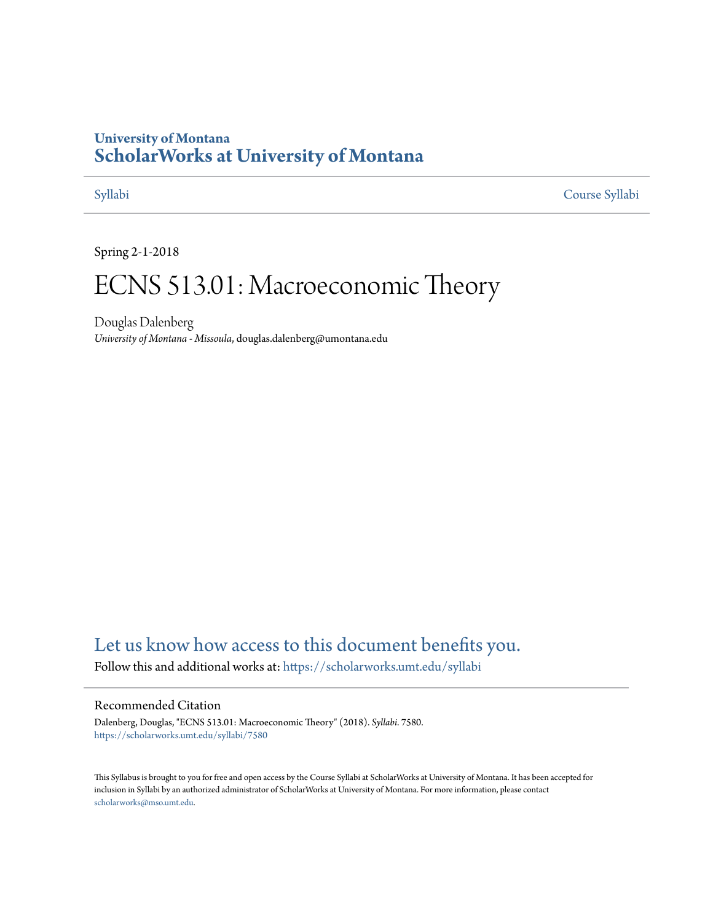University of Montana

# ScholarWorks at University of Montana

Syllabi | Course Syllabi

Spring 2-1-2018

# ECNS 513.01: Macroeconomic Theory

Douglas Dalenberg
*University of Montana - Missoula*, douglas.dalenberg@umontana.edu

## Let us know how access to this document benefits you.

Follow this and additional works at: https://scholarworks.umt.edu/syllabi

### Recommended Citation

Dalenberg, Douglas, "ECNS 513.01: Macroeconomic Theory" (2018). *Syllabi*. 7580.
https://scholarworks.umt.edu/syllabi/7580

This Syllabus is brought to you for free and open access by the Course Syllabi at ScholarWorks at University of Montana. It has been accepted for inclusion in Syllabi by an authorized administrator of ScholarWorks at University of Montana. For more information, please contact scholarworks@mso.umt.edu.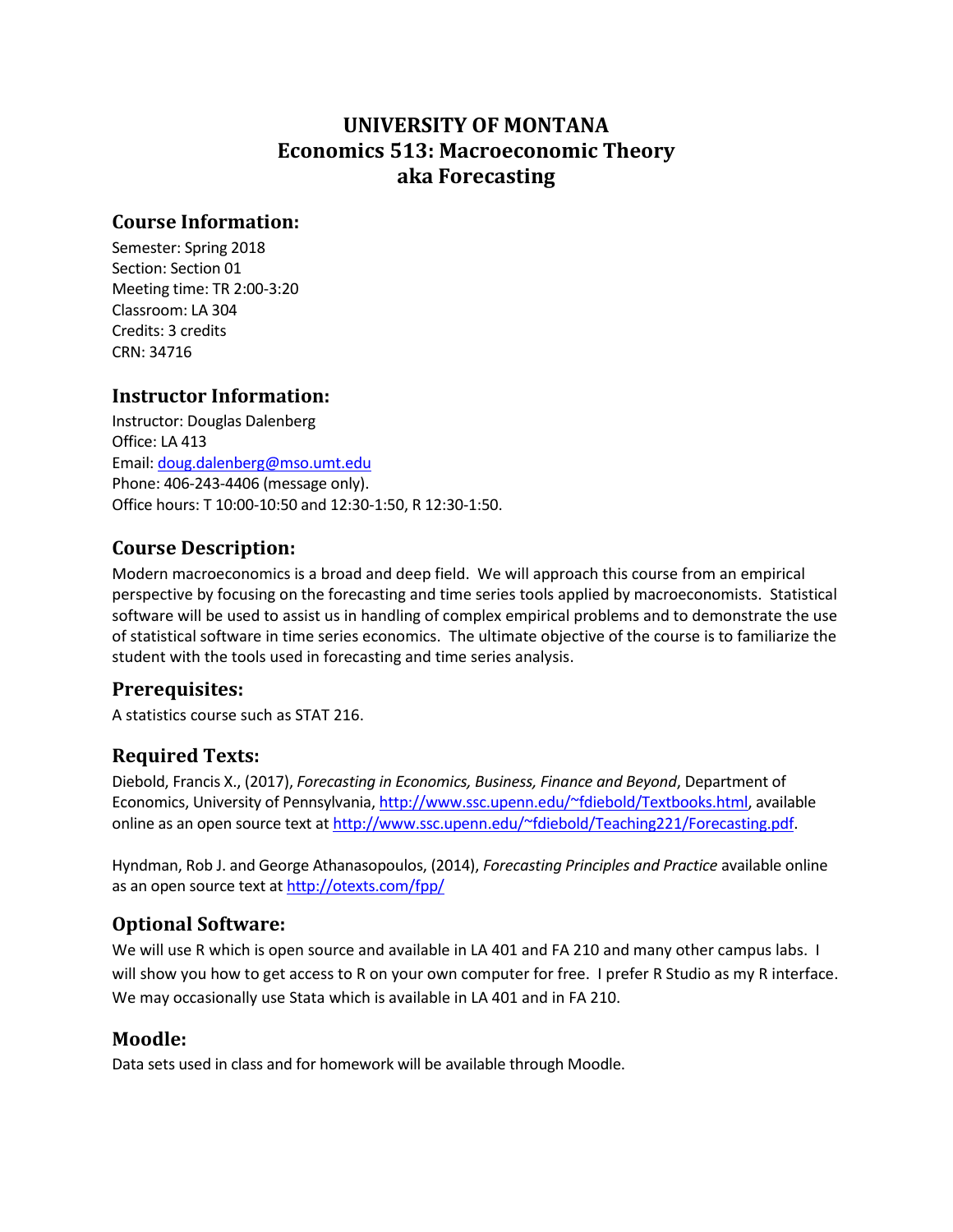# UNIVERSITY OF MONTANA
# Economics 513: Macroeconomic Theory
# aka Forecasting

## Course Information:

Semester: Spring 2018
Section: Section 01
Meeting time: TR 2:00-3:20
Classroom: LA 304
Credits: 3 credits
CRN: 34716

## Instructor Information:

Instructor: Douglas Dalenberg
Office: LA 413
Email: doug.dalenberg@mso.umt.edu
Phone: 406-243-4406 (message only).
Office hours: T 10:00-10:50 and 12:30-1:50, R 12:30-1:50.

## Course Description:

Modern macroeconomics is a broad and deep field. We will approach this course from an empirical perspective by focusing on the forecasting and time series tools applied by macroeconomists. Statistical software will be used to assist us in handling of complex empirical problems and to demonstrate the use of statistical software in time series economics. The ultimate objective of the course is to familiarize the student with the tools used in forecasting and time series analysis.

## Prerequisites:

A statistics course such as STAT 216.

## Required Texts:

Diebold, Francis X., (2017), *Forecasting in Economics, Business, Finance and Beyond*, Department of Economics, University of Pennsylvania, http://www.ssc.upenn.edu/~fdiebold/Textbooks.html, available online as an open source text at http://www.ssc.upenn.edu/~fdiebold/Teaching221/Forecasting.pdf.

Hyndman, Rob J. and George Athanasopoulos, (2014), *Forecasting Principles and Practice* available online as an open source text at http://otexts.com/fpp/

## Optional Software:

We will use R which is open source and available in LA 401 and FA 210 and many other campus labs. I will show you how to get access to R on your own computer for free. I prefer R Studio as my R interface. We may occasionally use Stata which is available in LA 401 and in FA 210.

## Moodle:

Data sets used in class and for homework will be available through Moodle.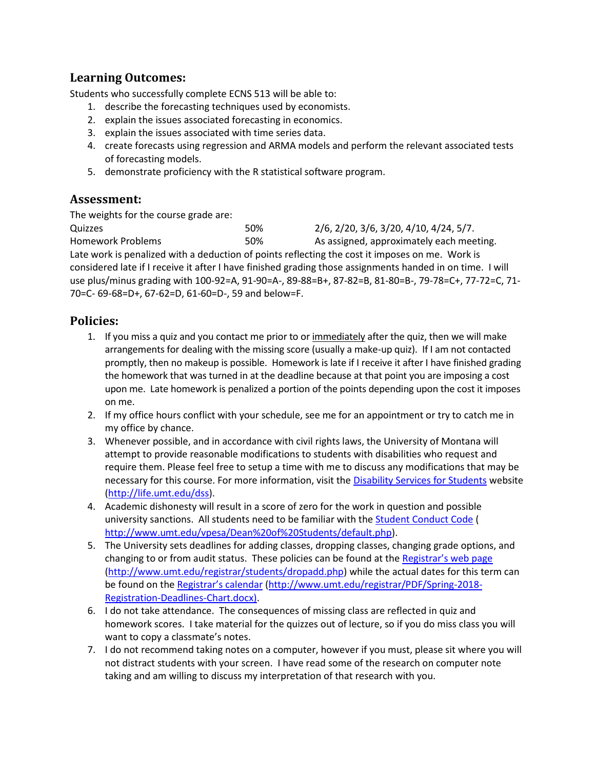## Learning Outcomes:

Students who successfully complete ECNS 513 will be able to:

1. describe the forecasting techniques used by economists.
2. explain the issues associated forecasting in economics.
3. explain the issues associated with time series data.
4. create forecasts using regression and ARMA models and perform the relevant associated tests of forecasting models.
5. demonstrate proficiency with the R statistical software program.

## Assessment:

The weights for the course grade are:

| | | |
|---|---|---|
| Quizzes | 50% | 2/6, 2/20, 3/6, 3/20, 4/10, 4/24, 5/7. |
| Homework Problems | 50% | As assigned, approximately each meeting. |

Late work is penalized with a deduction of points reflecting the cost it imposes on me. Work is considered late if I receive it after I have finished grading those assignments handed in on time. I will use plus/minus grading with 100-92=A, 91-90=A-, 89-88=B+, 87-82=B, 81-80=B-, 79-78=C+, 77-72=C, 71-70=C- 69-68=D+, 67-62=D, 61-60=D-, 59 and below=F.

## Policies:

1. If you miss a quiz and you contact me prior to or immediately after the quiz, then we will make arrangements for dealing with the missing score (usually a make-up quiz). If I am not contacted promptly, then no makeup is possible. Homework is late if I receive it after I have finished grading the homework that was turned in at the deadline because at that point you are imposing a cost upon me. Late homework is penalized a portion of the points depending upon the cost it imposes on me.
2. If my office hours conflict with your schedule, see me for an appointment or try to catch me in my office by chance.
3. Whenever possible, and in accordance with civil rights laws, the University of Montana will attempt to provide reasonable modifications to students with disabilities who request and require them. Please feel free to setup a time with me to discuss any modifications that may be necessary for this course. For more information, visit the Disability Services for Students website (http://life.umt.edu/dss).
4. Academic dishonesty will result in a score of zero for the work in question and possible university sanctions. All students need to be familiar with the Student Conduct Code ( http://www.umt.edu/vpesa/Dean%20of%20Students/default.php).
5. The University sets deadlines for adding classes, dropping classes, changing grade options, and changing to or from audit status. These policies can be found at the Registrar's web page (http://www.umt.edu/registrar/students/dropadd.php) while the actual dates for this term can be found on the Registrar's calendar (http://www.umt.edu/registrar/PDF/Spring-2018-Registration-Deadlines-Chart.docx).
6. I do not take attendance. The consequences of missing class are reflected in quiz and homework scores. I take material for the quizzes out of lecture, so if you do miss class you will want to copy a classmate's notes.
7. I do not recommend taking notes on a computer, however if you must, please sit where you will not distract students with your screen. I have read some of the research on computer note taking and am willing to discuss my interpretation of that research with you.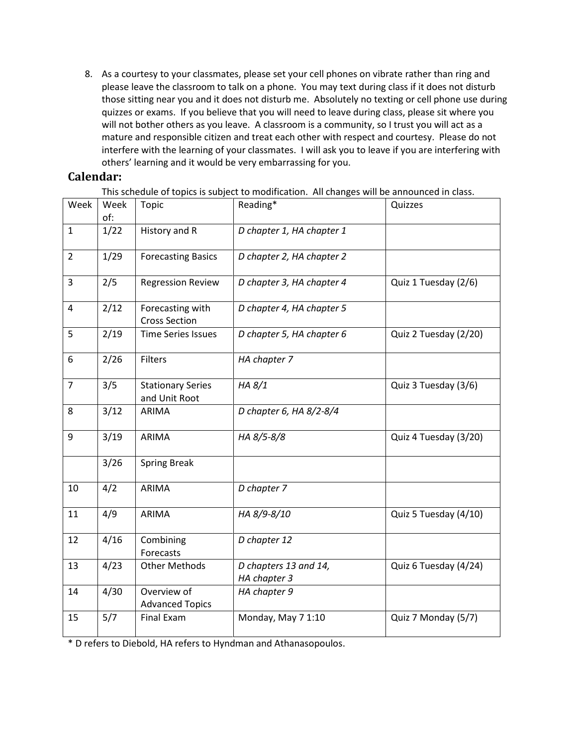8. As a courtesy to your classmates, please set your cell phones on vibrate rather than ring and please leave the classroom to talk on a phone. You may text during class if it does not disturb those sitting near you and it does not disturb me. Absolutely no texting or cell phone use during quizzes or exams. If you believe that you will need to leave during class, please sit where you will not bother others as you leave. A classroom is a community, so I trust you will act as a mature and responsible citizen and treat each other with respect and courtesy. Please do not interfere with the learning of your classmates. I will ask you to leave if you are interfering with others' learning and it would be very embarrassing for you.

## Calendar:

This schedule of topics is subject to modification. All changes will be announced in class.

| Week | Week of: | Topic | Reading* | Quizzes |
|---|---|---|---|---|
| 1 | 1/22 | History and R | *D chapter 1, HA chapter 1* | |
| 2 | 1/29 | Forecasting Basics | *D chapter 2, HA chapter 2* | |
| 3 | 2/5 | Regression Review | *D chapter 3, HA chapter 4* | Quiz 1 Tuesday (2/6) |
| 4 | 2/12 | Forecasting with Cross Section | *D chapter 4, HA chapter 5* | |
| 5 | 2/19 | Time Series Issues | *D chapter 5, HA chapter 6* | Quiz 2 Tuesday (2/20) |
| 6 | 2/26 | Filters | *HA chapter 7* | |
| 7 | 3/5 | Stationary Series and Unit Root | *HA 8/1* | Quiz 3 Tuesday (3/6) |
| 8 | 3/12 | ARIMA | *D chapter 6, HA 8/2-8/4* | |
| 9 | 3/19 | ARIMA | *HA 8/5-8/8* | Quiz 4 Tuesday (3/20) |
| | 3/26 | Spring Break | | |
| 10 | 4/2 | ARIMA | *D chapter 7* | |
| 11 | 4/9 | ARIMA | *HA 8/9-8/10* | Quiz 5 Tuesday (4/10) |
| 12 | 4/16 | Combining Forecasts | *D chapter 12* | |
| 13 | 4/23 | Other Methods | *D chapters 13 and 14, HA chapter 3* | Quiz 6 Tuesday (4/24) |
| 14 | 4/30 | Overview of Advanced Topics | *HA chapter 9* | |
| 15 | 5/7 | Final Exam | Monday, May 7 1:10 | Quiz 7 Monday (5/7) |

\* D refers to Diebold, HA refers to Hyndman and Athanasopoulos.